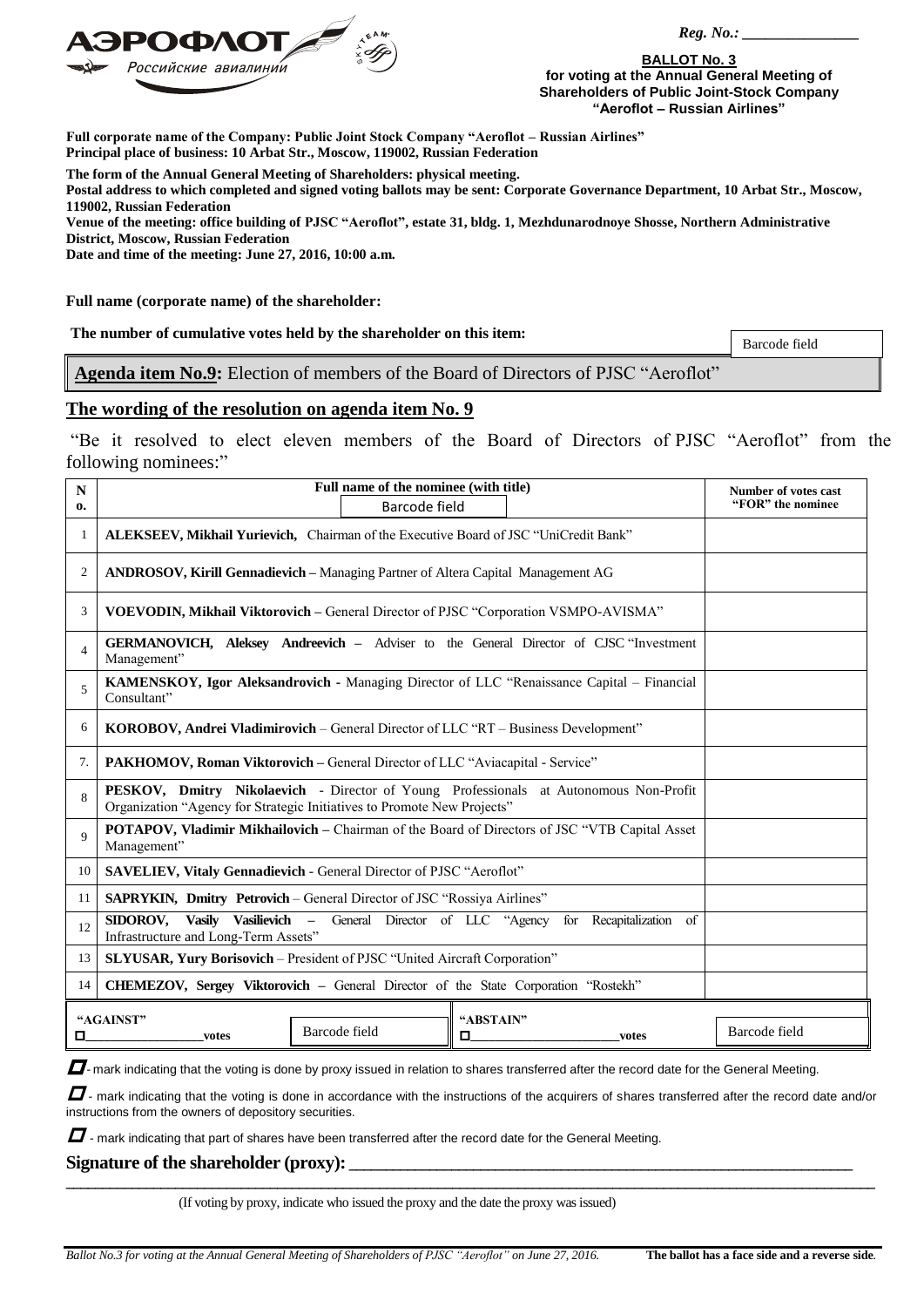АЭРОФЛОТ Российские авиалинии

*Reg. No.:* _______________

**BALLOT No. 3**
**for voting at the Annual General Meeting of Shareholders of Public Joint-Stock Company "Aeroflot – Russian Airlines"**

**Full corporate name of the Company: Public Joint Stock Company "Aeroflot – Russian Airlines"**
**Principal place of business: 10 Arbat Str., Moscow, 119002, Russian Federation**

**The form of the Annual General Meeting of Shareholders: physical meeting.**
**Postal address to which completed and signed voting ballots may be sent: Corporate Governance Department, 10 Arbat Str., Moscow, 119002, Russian Federation**
**Venue of the meeting: office building of PJSC "Aeroflot", estate 31, bldg. 1, Mezhdunarodnoye Shosse, Northern Administrative District, Moscow, Russian Federation**
**Date and time of the meeting: June 27, 2016, 10:00 a.m.**

**Full name (corporate name) of the shareholder:**

**The number of cumulative votes held by the shareholder on this item:**

Barcode field

**Agenda item No.9:** Election of members of the Board of Directors of PJSC "Aeroflot"

## The wording of the resolution on agenda item No. 9

"Be it resolved to elect eleven members of the Board of Directors of PJSC "Aeroflot" from the following nominees:"

| No. | Full name of the nominee (with title) Barcode field | Number of votes cast "FOR" the nominee |
|---|---|---|
| 1 | **ALEKSEEV, Mikhail Yurievich,** Chairman of the Executive Board of JSC "UniCredit Bank" | |
| 2 | **ANDROSOV, Kirill Gennadievich –** Managing Partner of Altera Capital Management AG | |
| 3 | **VOEVODIN, Mikhail Viktorovich –** General Director of PJSC "Corporation VSMPO-AVISMA" | |
| 4 | **GERMANOVICH, Aleksey Andreevich –** Adviser to the General Director of CJSC "Investment Management" | |
| 5 | **KAMENSKOY, Igor Aleksandrovich -** Managing Director of LLC "Renaissance Capital – Financial Consultant" | |
| 6 | **KOROBOV, Andrei Vladimirovich** – General Director of LLC "RT – Business Development" | |
| 7. | **PAKHOMOV, Roman Viktorovich –** General Director of LLC "Aviacapital - Service" | |
| 8 | **PESKOV, Dmitry Nikolaevich** - Director of Young Professionals at Autonomous Non-Profit Organization "Agency for Strategic Initiatives to Promote New Projects" | |
| 9 | **POTAPOV, Vladimir Mikhailovich –** Chairman of the Board of Directors of JSC "VTB Capital Asset Management" | |
| 10 | **SAVELIEV, Vitaly Gennadievich** - General Director of PJSC "Aeroflot" | |
| 11 | **SAPRYKIN, Dmitry Petrovich** – General Director of JSC "Rossiya Airlines" | |
| 12 | **SIDOROV, Vasily Vasilievich –** General Director of LLC "Agency for Recapitalization of Infrastructure and Long-Term Assets" | |
| 13 | **SLYUSAR, Yury Borisovich** – President of PJSC "United Aircraft Corporation" | |
| 14 | **CHEMEZOV, Sergey Viktorovich –** General Director of the State Corporation "Rostekh" | |

| "AGAINST" ☐__________________votes | Barcode field | "ABSTAIN" ☐______________________votes | Barcode field |
|---|---|---|---|

☐ - mark indicating that the voting is done by proxy issued in relation to shares transferred after the record date for the General Meeting.

☐ - mark indicating that the voting is done in accordance with the instructions of the acquirers of shares transferred after the record date and/or instructions from the owners of depository securities.

☐ - mark indicating that part of shares have been transferred after the record date for the General Meeting.

**Signature of the shareholder (proxy):** ____________________________________________

(If voting by proxy, indicate who issued the proxy and the date the proxy was issued)

*Ballot No.3 for voting at the Annual General Meeting of Shareholders of PJSC "Aeroflot" on June 27, 2016.* **The ballot has a face side and a reverse side**.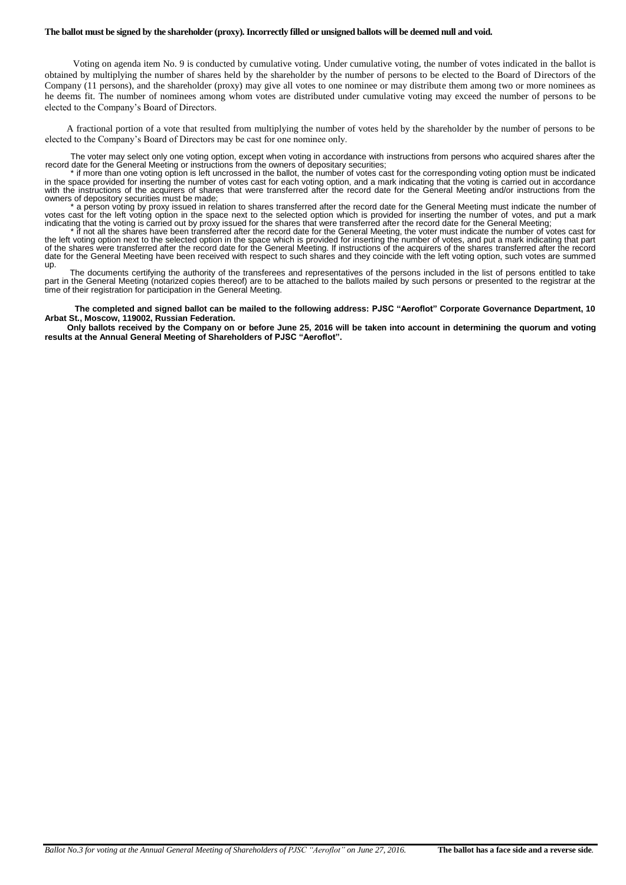**The ballot must be signed by the shareholder (proxy). Incorrectly filled or unsigned ballots will be deemed null and void.**

Voting on agenda item No. 9 is conducted by cumulative voting. Under cumulative voting, the number of votes indicated in the ballot is obtained by multiplying the number of shares held by the shareholder by the number of persons to be elected to the Board of Directors of the Company (11 persons), and the shareholder (proxy) may give all votes to one nominee or may distribute them among two or more nominees as he deems fit. The number of nominees among whom votes are distributed under cumulative voting may exceed the number of persons to be elected to the Company's Board of Directors.

A fractional portion of a vote that resulted from multiplying the number of votes held by the shareholder by the number of persons to be elected to the Company's Board of Directors may be cast for one nominee only.

The voter may select only one voting option, except when voting in accordance with instructions from persons who acquired shares after the record date for the General Meeting or instructions from the owners of depositary securities;

\* if more than one voting option is left uncrossed in the ballot, the number of votes cast for the corresponding voting option must be indicated in the space provided for inserting the number of votes cast for each voting option, and a mark indicating that the voting is carried out in accordance with the instructions of the acquirers of shares that were transferred after the record date for the General Meeting and/or instructions from the owners of depository securities must be made;

\* a person voting by proxy issued in relation to shares transferred after the record date for the General Meeting must indicate the number of votes cast for the left voting option in the space next to the selected option which is provided for inserting the number of votes, and put a mark indicating that the voting is carried out by proxy issued for the shares that were transferred after the record date for the General Meeting;

\* if not all the shares have been transferred after the record date for the General Meeting, the voter must indicate the number of votes cast for the left voting option next to the selected option in the space which is provided for inserting the number of votes, and put a mark indicating that part of the shares were transferred after the record date for the General Meeting. If instructions of the acquirers of the shares transferred after the record date for the General Meeting have been received with respect to such shares and they coincide with the left voting option, such votes are summed up.

The documents certifying the authority of the transferees and representatives of the persons included in the list of persons entitled to take part in the General Meeting (notarized copies thereof) are to be attached to the ballots mailed by such persons or presented to the registrar at the time of their registration for participation in the General Meeting.

**The completed and signed ballot can be mailed to the following address: PJSC "Aeroflot" Corporate Governance Department, 10 Arbat St., Moscow, 119002, Russian Federation.**

**Only ballots received by the Company on or before June 25, 2016 will be taken into account in determining the quorum and voting results at the Annual General Meeting of Shareholders of PJSC "Aeroflot".**

*Ballot No.3 for voting at the Annual General Meeting of Shareholders of PJSC "Aeroflot" on June 27, 2016.* **The ballot has a face side and a reverse side.**